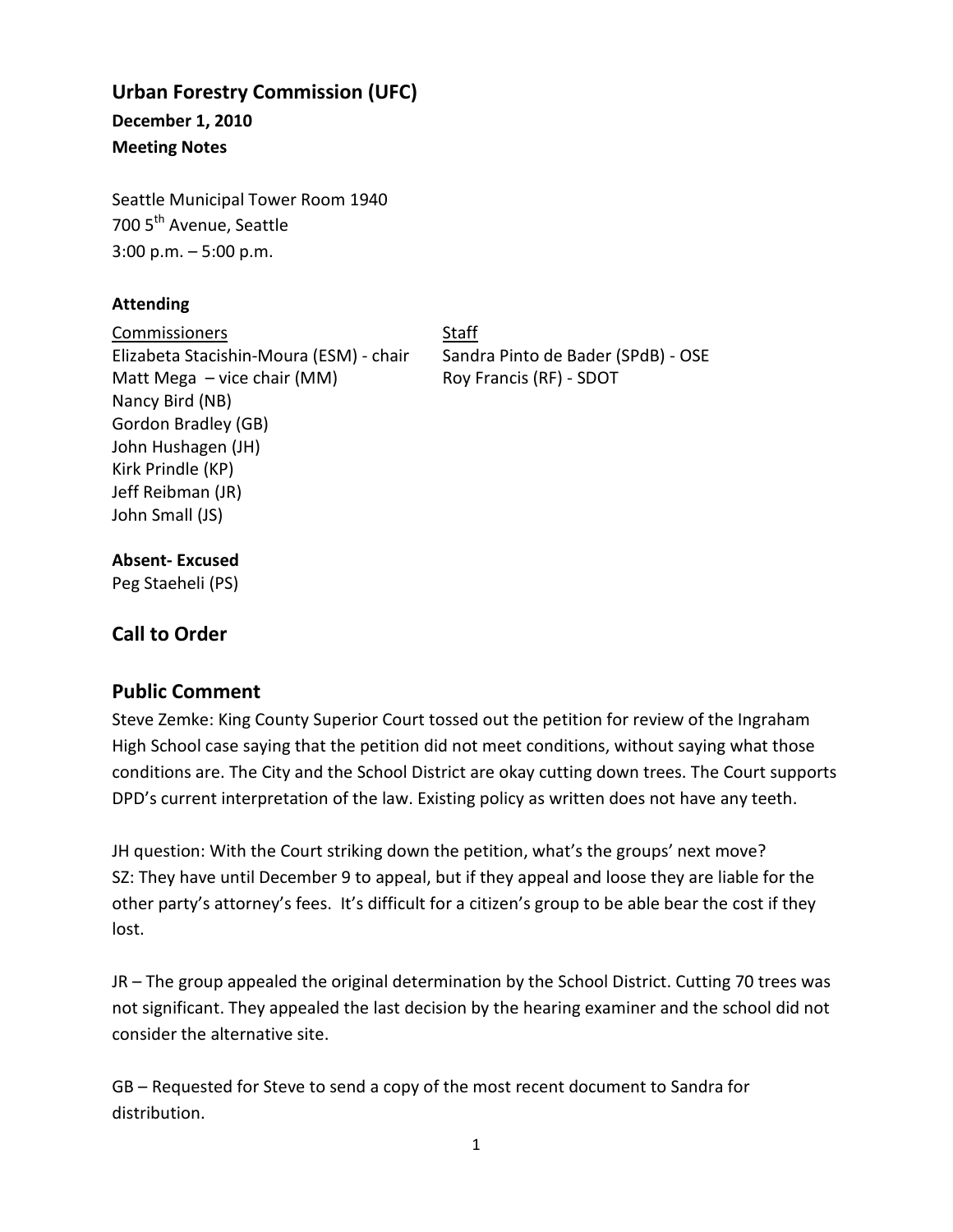# Urban Forestry Commission (UFC)

**December 1, 2010**
**Meeting Notes**

Seattle Municipal Tower Room 1940
700 5th Avenue, Seattle
3:00 p.m. – 5:00 p.m.

**Attending**

| Commissioners | Staff |
|---|---|
| Elizabeta Stacishin-Moura (ESM) - chair | Sandra Pinto de Bader (SPdB) - OSE |
| Matt Mega – vice chair (MM) | Roy Francis (RF) - SDOT |
| Nancy Bird (NB) | |
| Gordon Bradley (GB) | |
| John Hushagen (JH) | |
| Kirk Prindle (KP) | |
| Jeff Reibman (JR) | |
| John Small (JS) | |

**Absent- Excused**
Peg Staeheli (PS)

## Call to Order

## Public Comment

Steve Zemke: King County Superior Court tossed out the petition for review of the Ingraham High School case saying that the petition did not meet conditions, without saying what those conditions are. The City and the School District are okay cutting down trees. The Court supports DPD's current interpretation of the law. Existing policy as written does not have any teeth.

JH question: With the Court striking down the petition, what's the groups' next move?
SZ: They have until December 9 to appeal, but if they appeal and loose they are liable for the other party's attorney's fees. It's difficult for a citizen's group to be able bear the cost if they lost.

JR – The group appealed the original determination by the School District. Cutting 70 trees was not significant. They appealed the last decision by the hearing examiner and the school did not consider the alternative site.

GB – Requested for Steve to send a copy of the most recent document to Sandra for distribution.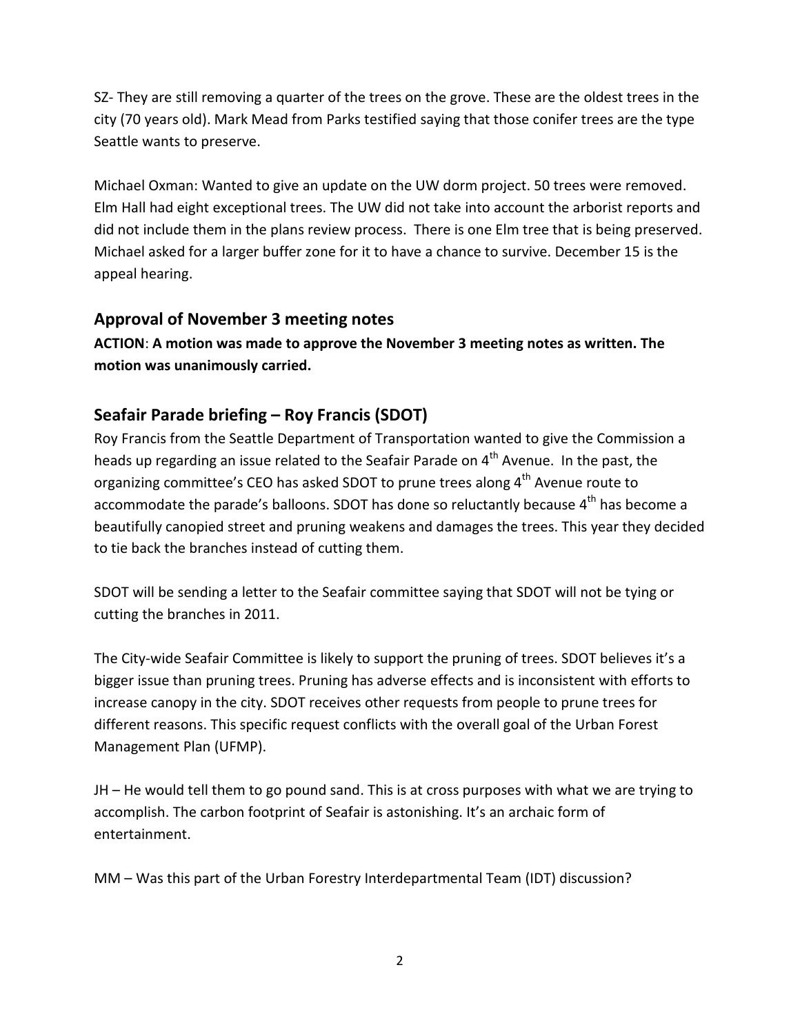SZ- They are still removing a quarter of the trees on the grove. These are the oldest trees in the city (70 years old). Mark Mead from Parks testified saying that those conifer trees are the type Seattle wants to preserve.

Michael Oxman: Wanted to give an update on the UW dorm project. 50 trees were removed. Elm Hall had eight exceptional trees. The UW did not take into account the arborist reports and did not include them in the plans review process. There is one Elm tree that is being preserved. Michael asked for a larger buffer zone for it to have a chance to survive. December 15 is the appeal hearing.

## Approval of November 3 meeting notes

**ACTION**: **A motion was made to approve the November 3 meeting notes as written. The motion was unanimously carried.**

## Seafair Parade briefing – Roy Francis (SDOT)

Roy Francis from the Seattle Department of Transportation wanted to give the Commission a heads up regarding an issue related to the Seafair Parade on 4th Avenue. In the past, the organizing committee's CEO has asked SDOT to prune trees along 4th Avenue route to accommodate the parade's balloons. SDOT has done so reluctantly because 4th has become a beautifully canopied street and pruning weakens and damages the trees. This year they decided to tie back the branches instead of cutting them.

SDOT will be sending a letter to the Seafair committee saying that SDOT will not be tying or cutting the branches in 2011.

The City-wide Seafair Committee is likely to support the pruning of trees. SDOT believes it's a bigger issue than pruning trees. Pruning has adverse effects and is inconsistent with efforts to increase canopy in the city. SDOT receives other requests from people to prune trees for different reasons. This specific request conflicts with the overall goal of the Urban Forest Management Plan (UFMP).

JH – He would tell them to go pound sand. This is at cross purposes with what we are trying to accomplish. The carbon footprint of Seafair is astonishing. It's an archaic form of entertainment.

MM – Was this part of the Urban Forestry Interdepartmental Team (IDT) discussion?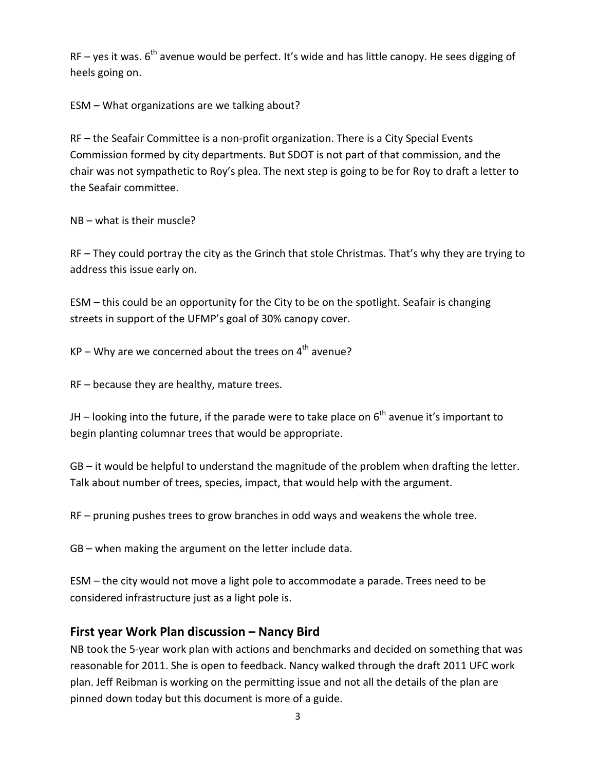RF – yes it was. 6th avenue would be perfect. It's wide and has little canopy. He sees digging of heels going on.

ESM – What organizations are we talking about?

RF – the Seafair Committee is a non-profit organization. There is a City Special Events Commission formed by city departments. But SDOT is not part of that commission, and the chair was not sympathetic to Roy's plea. The next step is going to be for Roy to draft a letter to the Seafair committee.

NB – what is their muscle?

RF – They could portray the city as the Grinch that stole Christmas. That's why they are trying to address this issue early on.

ESM – this could be an opportunity for the City to be on the spotlight. Seafair is changing streets in support of the UFMP's goal of 30% canopy cover.

KP – Why are we concerned about the trees on 4th avenue?

RF – because they are healthy, mature trees.

JH – looking into the future, if the parade were to take place on 6th avenue it's important to begin planting columnar trees that would be appropriate.

GB – it would be helpful to understand the magnitude of the problem when drafting the letter. Talk about number of trees, species, impact, that would help with the argument.

RF – pruning pushes trees to grow branches in odd ways and weakens the whole tree.

GB – when making the argument on the letter include data.

ESM – the city would not move a light pole to accommodate a parade. Trees need to be considered infrastructure just as a light pole is.

## First year Work Plan discussion – Nancy Bird

NB took the 5-year work plan with actions and benchmarks and decided on something that was reasonable for 2011. She is open to feedback. Nancy walked through the draft 2011 UFC work plan. Jeff Reibman is working on the permitting issue and not all the details of the plan are pinned down today but this document is more of a guide.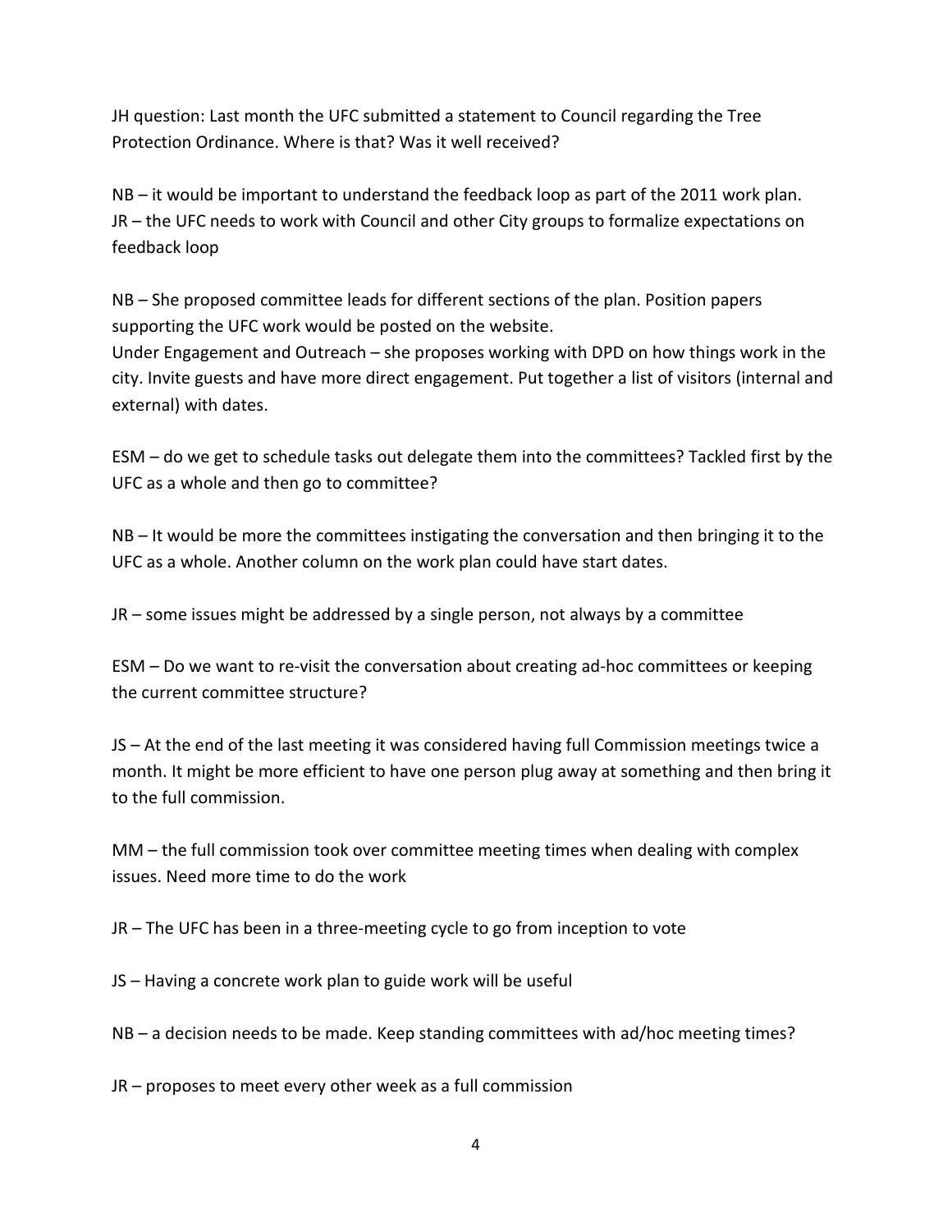JH question: Last month the UFC submitted a statement to Council regarding the Tree Protection Ordinance. Where is that? Was it well received?

NB – it would be important to understand the feedback loop as part of the 2011 work plan.
JR – the UFC needs to work with Council and other City groups to formalize expectations on feedback loop

NB – She proposed committee leads for different sections of the plan. Position papers supporting the UFC work would be posted on the website.
Under Engagement and Outreach – she proposes working with DPD on how things work in the city. Invite guests and have more direct engagement. Put together a list of visitors (internal and external) with dates.

ESM – do we get to schedule tasks out delegate them into the committees? Tackled first by the UFC as a whole and then go to committee?

NB – It would be more the committees instigating the conversation and then bringing it to the UFC as a whole. Another column on the work plan could have start dates.

JR – some issues might be addressed by a single person, not always by a committee

ESM – Do we want to re-visit the conversation about creating ad-hoc committees or keeping the current committee structure?

JS – At the end of the last meeting it was considered having full Commission meetings twice a month. It might be more efficient to have one person plug away at something and then bring it to the full commission.

MM – the full commission took over committee meeting times when dealing with complex issues. Need more time to do the work

JR – The UFC has been in a three-meeting cycle to go from inception to vote

JS – Having a concrete work plan to guide work will be useful

NB – a decision needs to be made. Keep standing committees with ad/hoc meeting times?

JR – proposes to meet every other week as a full commission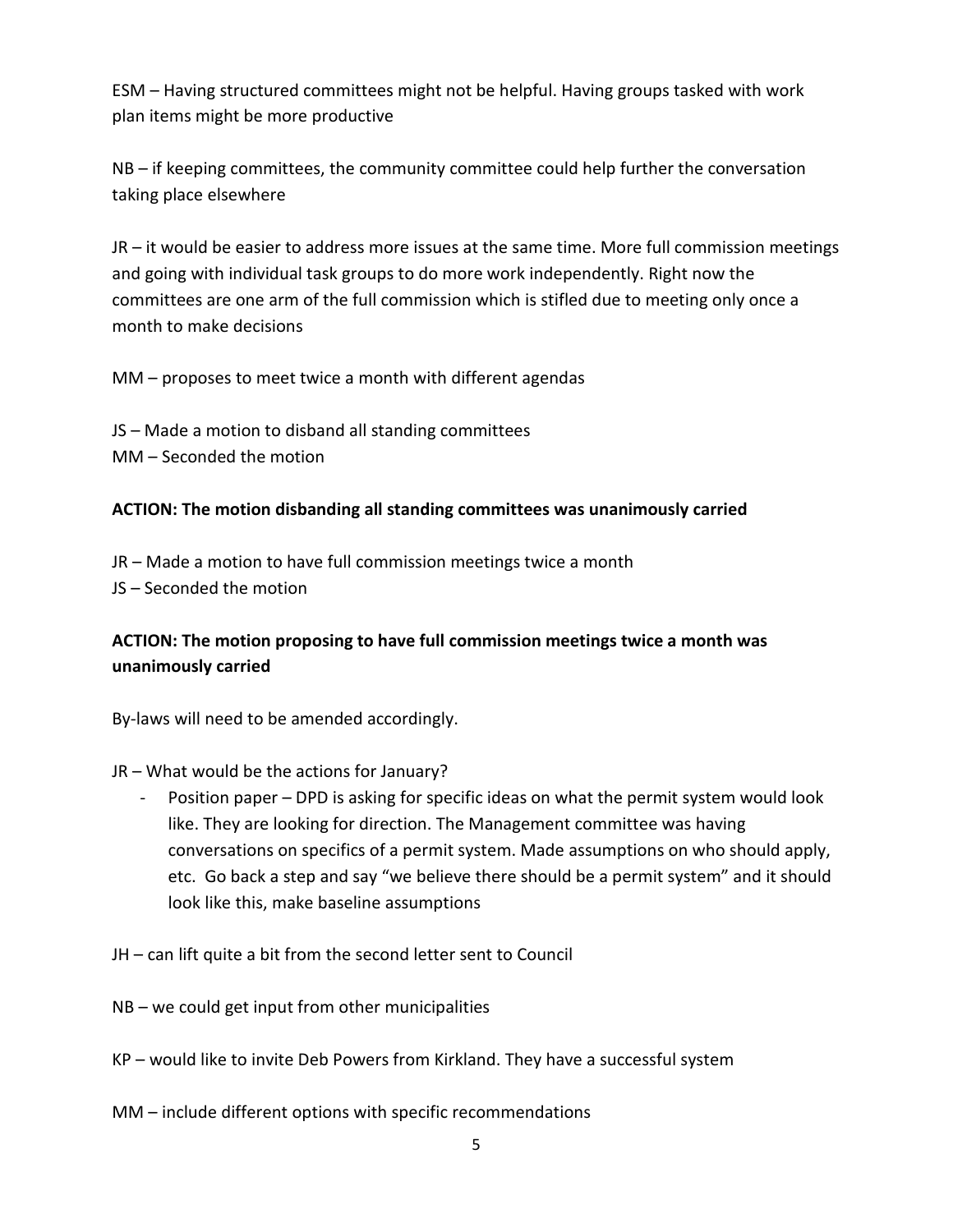ESM – Having structured committees might not be helpful. Having groups tasked with work plan items might be more productive

NB – if keeping committees, the community committee could help further the conversation taking place elsewhere

JR – it would be easier to address more issues at the same time. More full commission meetings and going with individual task groups to do more work independently. Right now the committees are one arm of the full commission which is stifled due to meeting only once a month to make decisions

MM – proposes to meet twice a month with different agendas

JS – Made a motion to disband all standing committees
MM – Seconded the motion

**ACTION: The motion disbanding all standing committees was unanimously carried**

JR – Made a motion to have full commission meetings twice a month
JS – Seconded the motion

**ACTION: The motion proposing to have full commission meetings twice a month was unanimously carried**

By-laws will need to be amended accordingly.

JR – What would be the actions for January?

- Position paper – DPD is asking for specific ideas on what the permit system would look like. They are looking for direction. The Management committee was having conversations on specifics of a permit system. Made assumptions on who should apply, etc. Go back a step and say "we believe there should be a permit system" and it should look like this, make baseline assumptions

JH – can lift quite a bit from the second letter sent to Council

NB – we could get input from other municipalities

KP – would like to invite Deb Powers from Kirkland. They have a successful system

MM – include different options with specific recommendations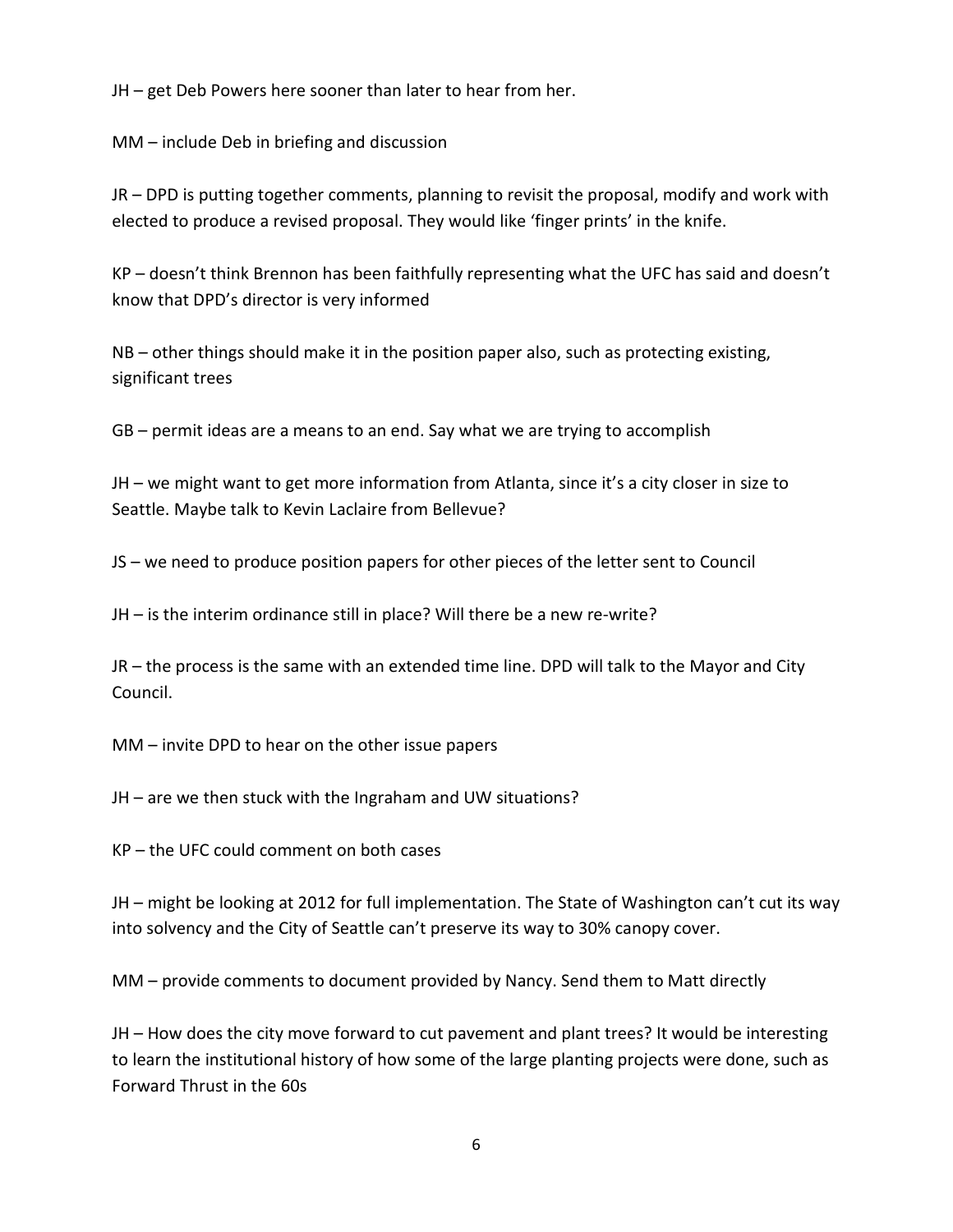JH – get Deb Powers here sooner than later to hear from her.

MM – include Deb in briefing and discussion

JR – DPD is putting together comments, planning to revisit the proposal, modify and work with elected to produce a revised proposal. They would like 'finger prints' in the knife.

KP – doesn't think Brennon has been faithfully representing what the UFC has said and doesn't know that DPD's director is very informed

NB – other things should make it in the position paper also, such as protecting existing, significant trees

GB – permit ideas are a means to an end. Say what we are trying to accomplish

JH – we might want to get more information from Atlanta, since it's a city closer in size to Seattle. Maybe talk to Kevin Laclaire from Bellevue?

JS – we need to produce position papers for other pieces of the letter sent to Council

JH – is the interim ordinance still in place? Will there be a new re-write?

JR – the process is the same with an extended time line. DPD will talk to the Mayor and City Council.

MM – invite DPD to hear on the other issue papers

JH – are we then stuck with the Ingraham and UW situations?

KP – the UFC could comment on both cases

JH – might be looking at 2012 for full implementation. The State of Washington can't cut its way into solvency and the City of Seattle can't preserve its way to 30% canopy cover.

MM – provide comments to document provided by Nancy. Send them to Matt directly

JH – How does the city move forward to cut pavement and plant trees? It would be interesting to learn the institutional history of how some of the large planting projects were done, such as Forward Thrust in the 60s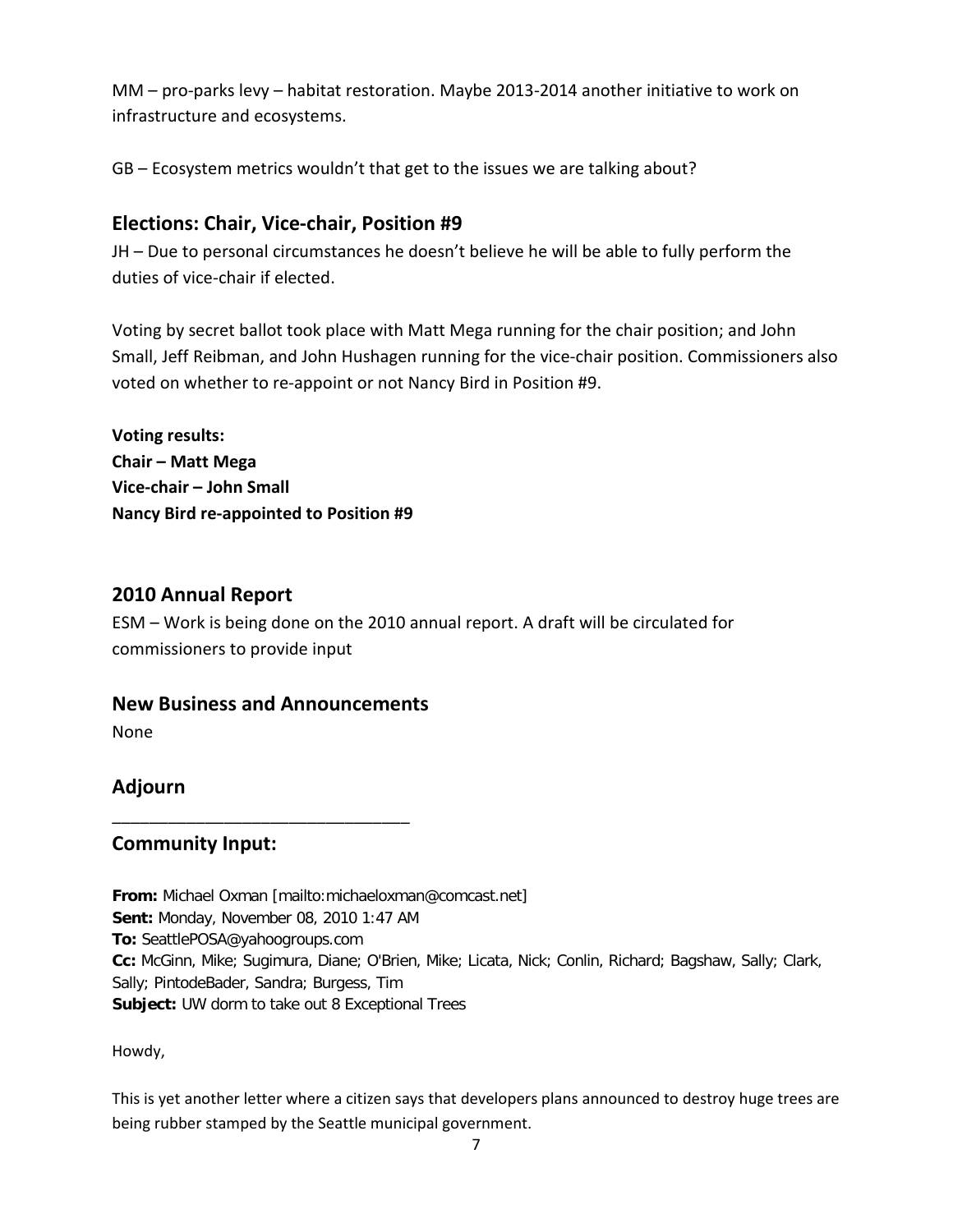MM – pro-parks levy – habitat restoration. Maybe 2013-2014 another initiative to work on infrastructure and ecosystems.

GB – Ecosystem metrics wouldn't that get to the issues we are talking about?

## Elections: Chair, Vice-chair, Position #9

JH – Due to personal circumstances he doesn't believe he will be able to fully perform the duties of vice-chair if elected.

Voting by secret ballot took place with Matt Mega running for the chair position; and John Small, Jeff Reibman, and John Hushagen running for the vice-chair position. Commissioners also voted on whether to re-appoint or not Nancy Bird in Position #9.

**Voting results:**
**Chair – Matt Mega**
**Vice-chair – John Small**
**Nancy Bird re-appointed to Position #9**

## 2010 Annual Report

ESM – Work is being done on the 2010 annual report. A draft will be circulated for commissioners to provide input

## New Business and Announcements

None

## Adjourn

---

## Community Input:

**From:** Michael Oxman [mailto:michaeloxman@comcast.net]
**Sent:** Monday, November 08, 2010 1:47 AM
**To:** SeattlePOSA@yahoogroups.com
**Cc:** McGinn, Mike; Sugimura, Diane; O'Brien, Mike; Licata, Nick; Conlin, Richard; Bagshaw, Sally; Clark, Sally; PintodeBader, Sandra; Burgess, Tim
**Subject:** UW dorm to take out 8 Exceptional Trees

Howdy,

This is yet another letter where a citizen says that developers plans announced to destroy huge trees are being rubber stamped by the Seattle municipal government.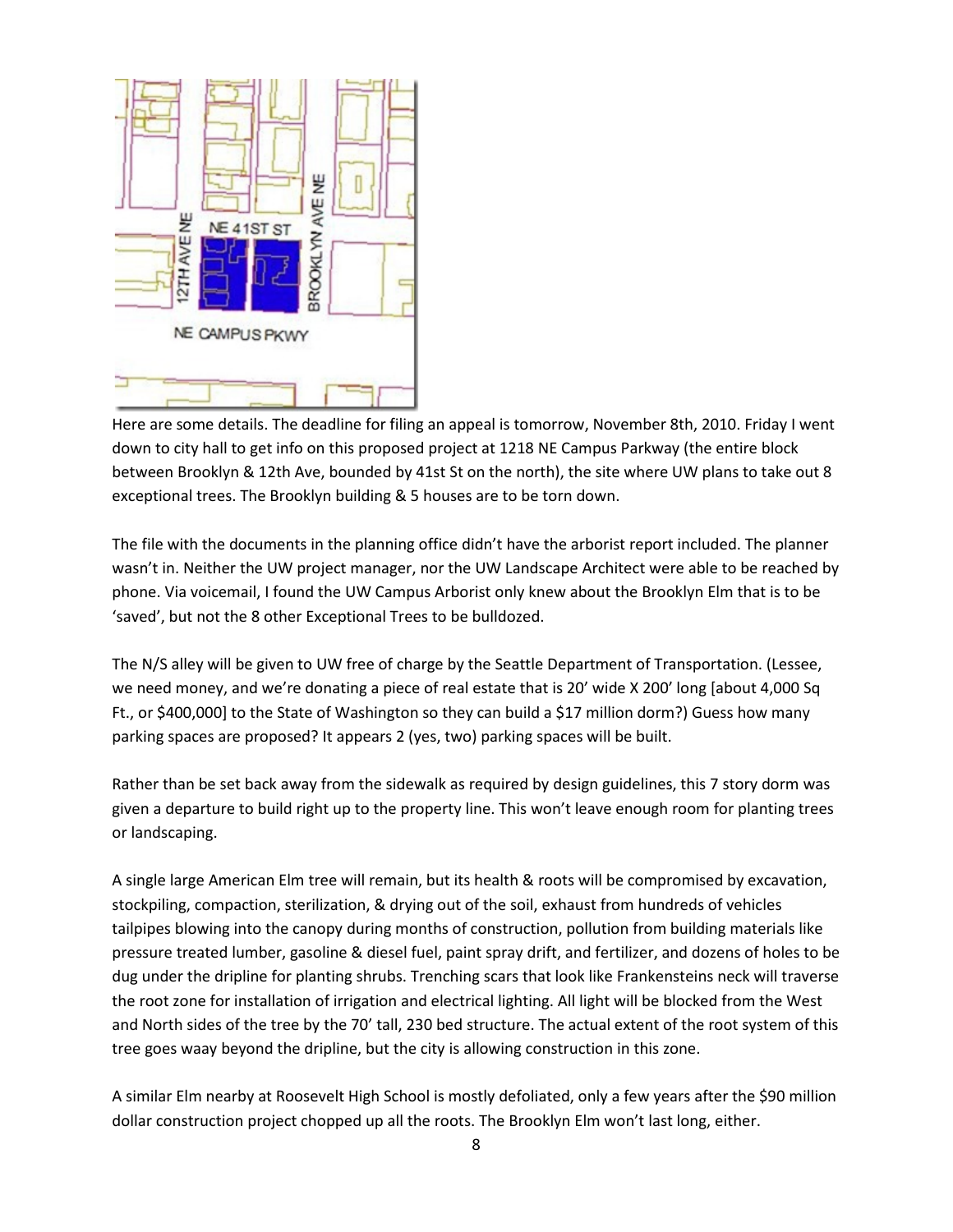Here are some details. The deadline for filing an appeal is tomorrow, November 8th, 2010. Friday I went down to city hall to get info on this proposed project at 1218 NE Campus Parkway (the entire block between Brooklyn & 12th Ave, bounded by 41st St on the north), the site where UW plans to take out 8 exceptional trees. The Brooklyn building & 5 houses are to be torn down.

The file with the documents in the planning office didn't have the arborist report included. The planner wasn't in. Neither the UW project manager, nor the UW Landscape Architect were able to be reached by phone. Via voicemail, I found the UW Campus Arborist only knew about the Brooklyn Elm that is to be 'saved', but not the 8 other Exceptional Trees to be bulldozed.

The N/S alley will be given to UW free of charge by the Seattle Department of Transportation. (Lessee, we need money, and we're donating a piece of real estate that is 20' wide X 200' long [about 4,000 Sq Ft., or $400,000] to the State of Washington so they can build a $17 million dorm?) Guess how many parking spaces are proposed? It appears 2 (yes, two) parking spaces will be built.

Rather than be set back away from the sidewalk as required by design guidelines, this 7 story dorm was given a departure to build right up to the property line. This won't leave enough room for planting trees or landscaping.

A single large American Elm tree will remain, but its health & roots will be compromised by excavation, stockpiling, compaction, sterilization, & drying out of the soil, exhaust from hundreds of vehicles tailpipes blowing into the canopy during months of construction, pollution from building materials like pressure treated lumber, gasoline & diesel fuel, paint spray drift, and fertilizer, and dozens of holes to be dug under the dripline for planting shrubs. Trenching scars that look like Frankensteins neck will traverse the root zone for installation of irrigation and electrical lighting. All light will be blocked from the West and North sides of the tree by the 70' tall, 230 bed structure. The actual extent of the root system of this tree goes waay beyond the dripline, but the city is allowing construction in this zone.

A similar Elm nearby at Roosevelt High School is mostly defoliated, only a few years after the $90 million dollar construction project chopped up all the roots. The Brooklyn Elm won't last long, either.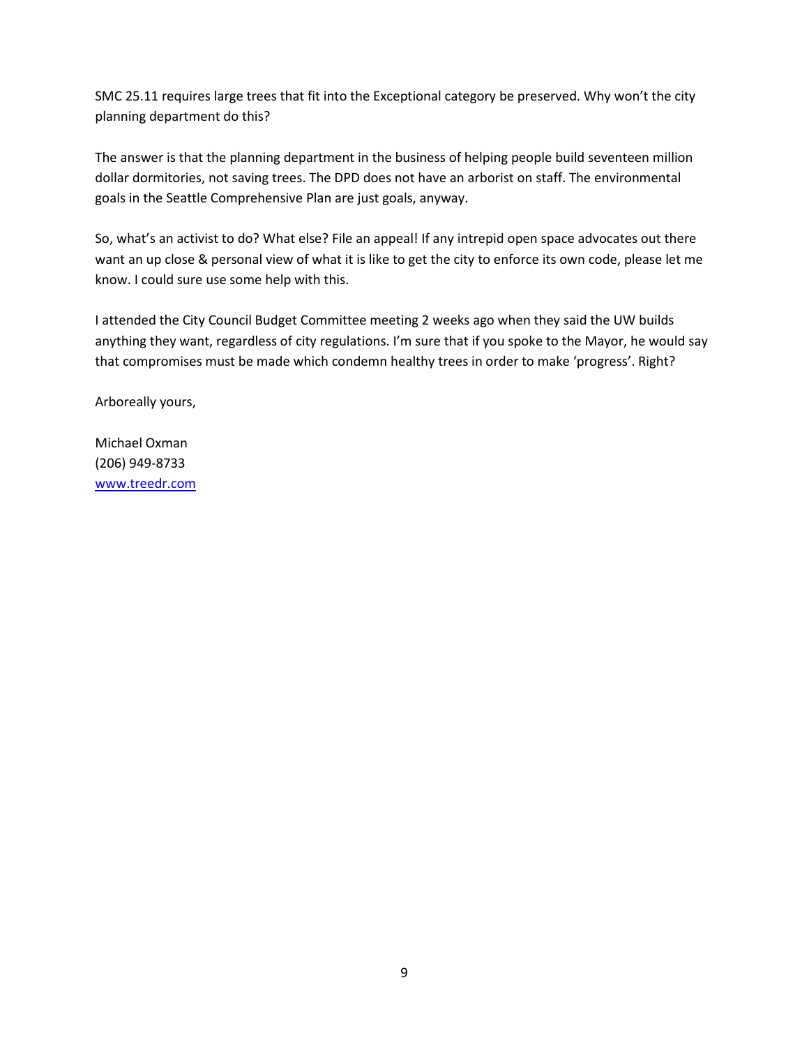SMC 25.11 requires large trees that fit into the Exceptional category be preserved. Why won't the city planning department do this?

The answer is that the planning department in the business of helping people build seventeen million dollar dormitories, not saving trees. The DPD does not have an arborist on staff. The environmental goals in the Seattle Comprehensive Plan are just goals, anyway.

So, what's an activist to do? What else? File an appeal! If any intrepid open space advocates out there want an up close & personal view of what it is like to get the city to enforce its own code, please let me know. I could sure use some help with this.

I attended the City Council Budget Committee meeting 2 weeks ago when they said the UW builds anything they want, regardless of city regulations. I'm sure that if you spoke to the Mayor, he would say that compromises must be made which condemn healthy trees in order to make 'progress'. Right?

Arboreally yours,

Michael Oxman
(206) 949-8733
[www.treedr.com](http://www.treedr.com)